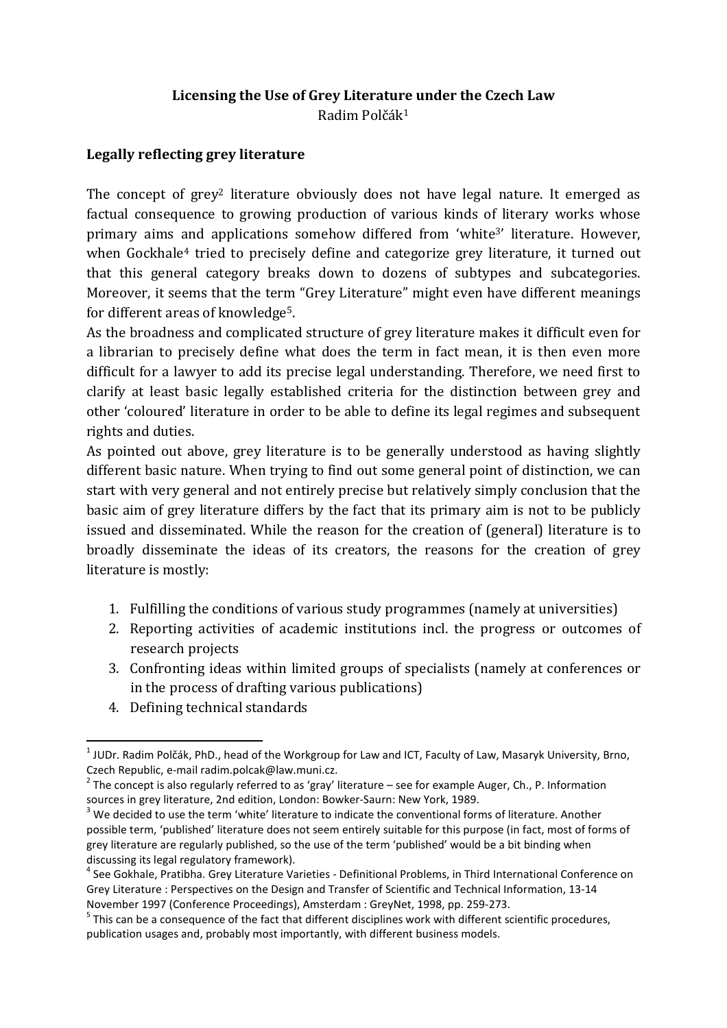**Licensing the Use of Grey Literature under the Czech Law**

Radim Polčák[1]

## Legally reflecting grey literature

The concept of grey[2] literature obviously does not have legal nature. It emerged as factual consequence to growing production of various kinds of literary works whose primary aims and applications somehow differed from 'white[3]' literature. However, when Gockhale[4] tried to precisely define and categorize grey literature, it turned out that this general category breaks down to dozens of subtypes and subcategories. Moreover, it seems that the term "Grey Literature" might even have different meanings for different areas of knowledge[5].

As the broadness and complicated structure of grey literature makes it difficult even for a librarian to precisely define what does the term in fact mean, it is then even more difficult for a lawyer to add its precise legal understanding. Therefore, we need first to clarify at least basic legally established criteria for the distinction between grey and other 'coloured' literature in order to be able to define its legal regimes and subsequent rights and duties.

As pointed out above, grey literature is to be generally understood as having slightly different basic nature. When trying to find out some general point of distinction, we can start with very general and not entirely precise but relatively simply conclusion that the basic aim of grey literature differs by the fact that its primary aim is not to be publicly issued and disseminated. While the reason for the creation of (general) literature is to broadly disseminate the ideas of its creators, the reasons for the creation of grey literature is mostly:

1. Fulfilling the conditions of various study programmes (namely at universities)
2. Reporting activities of academic institutions incl. the progress or outcomes of research projects
3. Confronting ideas within limited groups of specialists (namely at conferences or in the process of drafting various publications)
4. Defining technical standards

---

[1] JUDr. Radim Polčák, PhD., head of the Workgroup for Law and ICT, Faculty of Law, Masaryk University, Brno, Czech Republic, e-mail radim.polcak@law.muni.cz.

[2] The concept is also regularly referred to as 'gray' literature – see for example Auger, Ch., P. Information sources in grey literature, 2nd edition, London: Bowker-Saurn: New York, 1989.

[3] We decided to use the term 'white' literature to indicate the conventional forms of literature. Another possible term, 'published' literature does not seem entirely suitable for this purpose (in fact, most of forms of grey literature are regularly published, so the use of the term 'published' would be a bit binding when discussing its legal regulatory framework).

[4] See Gokhale, Pratibha. Grey Literature Varieties - Definitional Problems, in Third International Conference on Grey Literature : Perspectives on the Design and Transfer of Scientific and Technical Information, 13-14 November 1997 (Conference Proceedings), Amsterdam : GreyNet, 1998, pp. 259-273.

[5] This can be a consequence of the fact that different disciplines work with different scientific procedures, publication usages and, probably most importantly, with different business models.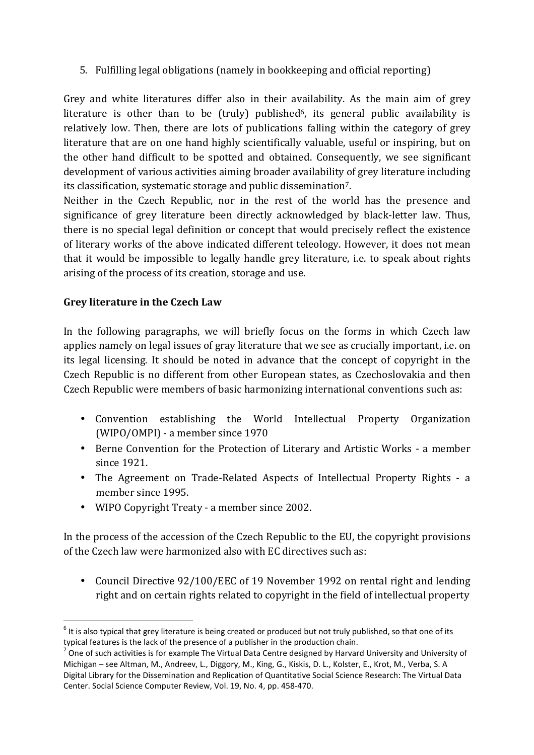5. Fulfilling legal obligations (namely in bookkeeping and official reporting)

Grey and white literatures differ also in their availability. As the main aim of grey literature is other than to be (truly) published[6], its general public availability is relatively low. Then, there are lots of publications falling within the category of grey literature that are on one hand highly scientifically valuable, useful or inspiring, but on the other hand difficult to be spotted and obtained. Consequently, we see significant development of various activities aiming broader availability of grey literature including its classification, systematic storage and public dissemination[7].

Neither in the Czech Republic, nor in the rest of the world has the presence and significance of grey literature been directly acknowledged by black-letter law. Thus, there is no special legal definition or concept that would precisely reflect the existence of literary works of the above indicated different teleology. However, it does not mean that it would be impossible to legally handle grey literature, i.e. to speak about rights arising of the process of its creation, storage and use.

**Grey literature in the Czech Law**

In the following paragraphs, we will briefly focus on the forms in which Czech law applies namely on legal issues of gray literature that we see as crucially important, i.e. on its legal licensing. It should be noted in advance that the concept of copyright in the Czech Republic is no different from other European states, as Czechoslovakia and then Czech Republic were members of basic harmonizing international conventions such as:

- Convention establishing the World Intellectual Property Organization (WIPO/OMPI) - a member since 1970
- Berne Convention for the Protection of Literary and Artistic Works - a member since 1921.
- The Agreement on Trade-Related Aspects of Intellectual Property Rights - a member since 1995.
- WIPO Copyright Treaty - a member since 2002.

In the process of the accession of the Czech Republic to the EU, the copyright provisions of the Czech law were harmonized also with EC directives such as:

- Council Directive 92/100/EEC of 19 November 1992 on rental right and lending right and on certain rights related to copyright in the field of intellectual property

[6] It is also typical that grey literature is being created or produced but not truly published, so that one of its typical features is the lack of the presence of a publisher in the production chain.

[7] One of such activities is for example The Virtual Data Centre designed by Harvard University and University of Michigan – see Altman, M., Andreev, L., Diggory, M., King, G., Kiskis, D. L., Kolster, E., Krot, M., Verba, S. A Digital Library for the Dissemination and Replication of Quantitative Social Science Research: The Virtual Data Center. Social Science Computer Review, Vol. 19, No. 4, pp. 458-470.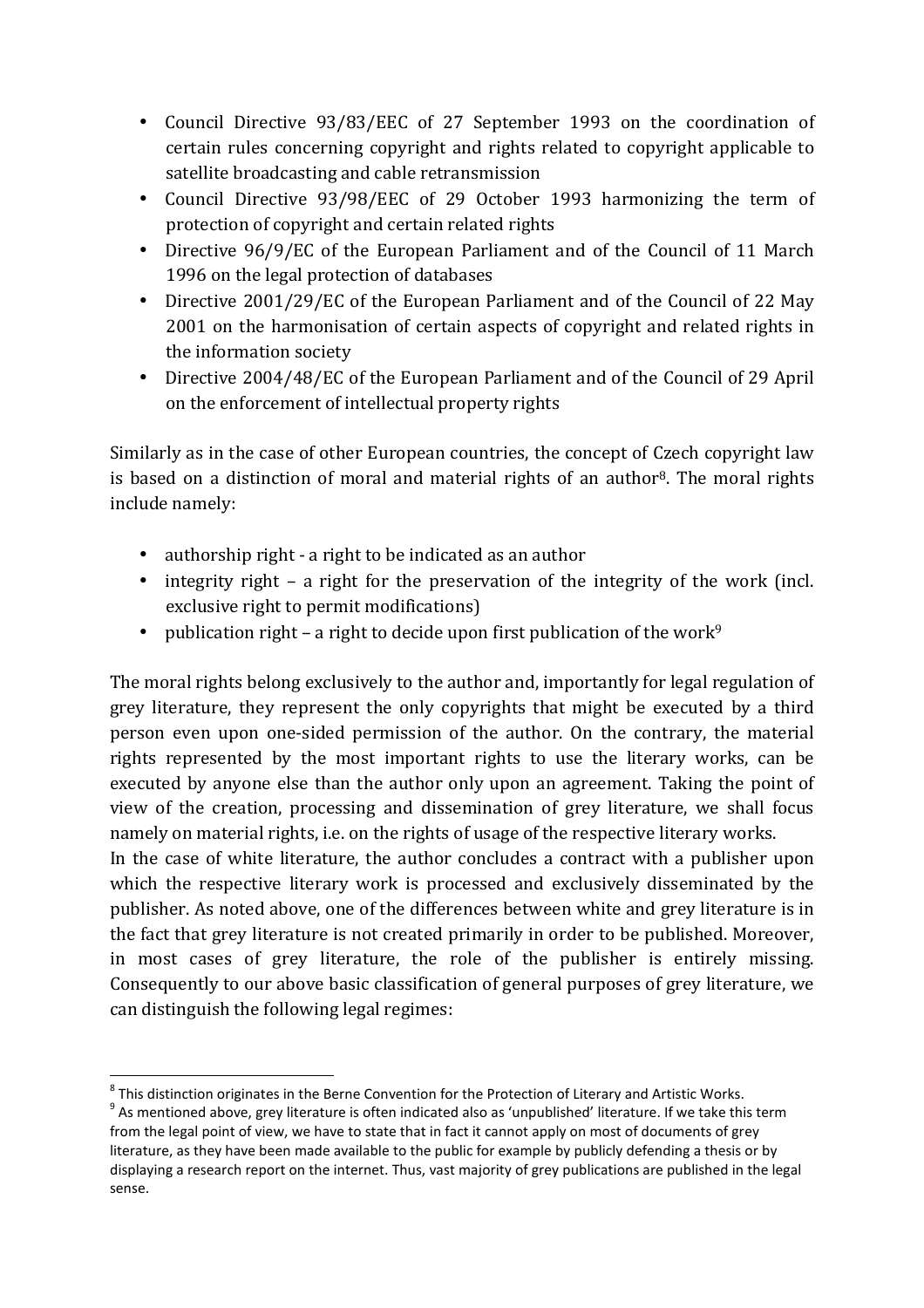- Council Directive 93/83/EEC of 27 September 1993 on the coordination of certain rules concerning copyright and rights related to copyright applicable to satellite broadcasting and cable retransmission
- Council Directive 93/98/EEC of 29 October 1993 harmonizing the term of protection of copyright and certain related rights
- Directive 96/9/EC of the European Parliament and of the Council of 11 March 1996 on the legal protection of databases
- Directive 2001/29/EC of the European Parliament and of the Council of 22 May 2001 on the harmonisation of certain aspects of copyright and related rights in the information society
- Directive 2004/48/EC of the European Parliament and of the Council of 29 April on the enforcement of intellectual property rights

Similarly as in the case of other European countries, the concept of Czech copyright law is based on a distinction of moral and material rights of an author[8]. The moral rights include namely:

- authorship right - a right to be indicated as an author
- integrity right – a right for the preservation of the integrity of the work (incl. exclusive right to permit modifications)
- publication right – a right to decide upon first publication of the work[9]

The moral rights belong exclusively to the author and, importantly for legal regulation of grey literature, they represent the only copyrights that might be executed by a third person even upon one-sided permission of the author. On the contrary, the material rights represented by the most important rights to use the literary works, can be executed by anyone else than the author only upon an agreement. Taking the point of view of the creation, processing and dissemination of grey literature, we shall focus namely on material rights, i.e. on the rights of usage of the respective literary works.

In the case of white literature, the author concludes a contract with a publisher upon which the respective literary work is processed and exclusively disseminated by the publisher. As noted above, one of the differences between white and grey literature is in the fact that grey literature is not created primarily in order to be published. Moreover, in most cases of grey literature, the role of the publisher is entirely missing. Consequently to our above basic classification of general purposes of grey literature, we can distinguish the following legal regimes:

[8] This distinction originates in the Berne Convention for the Protection of Literary and Artistic Works.

[9] As mentioned above, grey literature is often indicated also as 'unpublished' literature. If we take this term from the legal point of view, we have to state that in fact it cannot apply on most of documents of grey literature, as they have been made available to the public for example by publicly defending a thesis or by displaying a research report on the internet. Thus, vast majority of grey publications are published in the legal sense.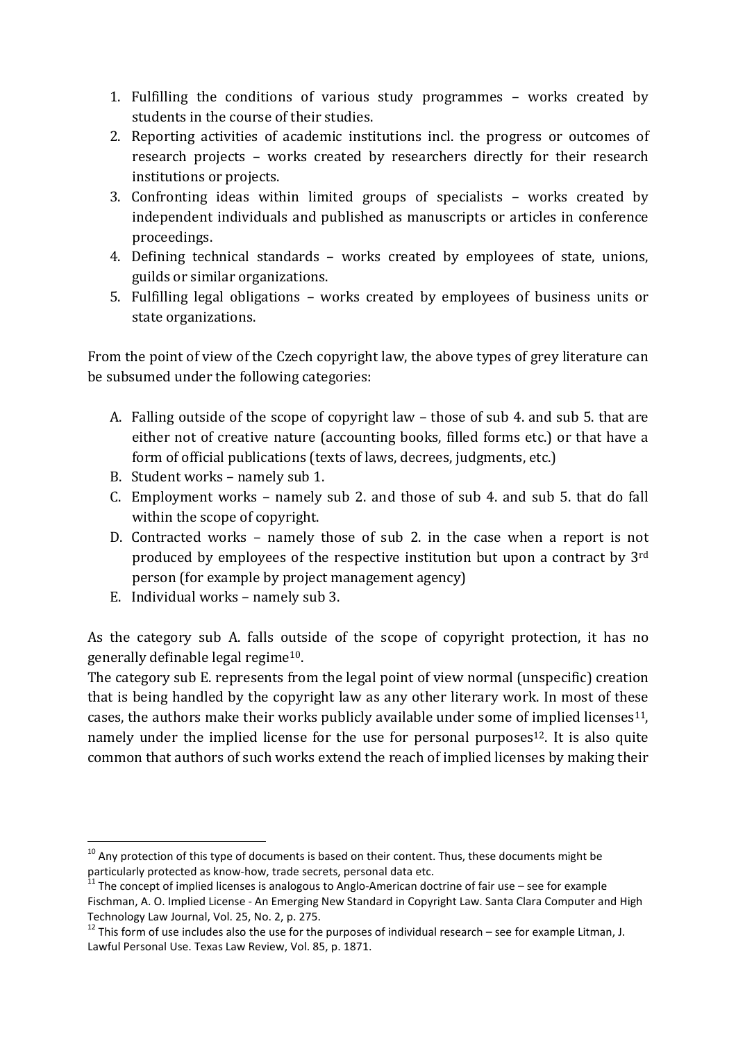1. Fulfilling the conditions of various study programmes – works created by students in the course of their studies.
2. Reporting activities of academic institutions incl. the progress or outcomes of research projects – works created by researchers directly for their research institutions or projects.
3. Confronting ideas within limited groups of specialists – works created by independent individuals and published as manuscripts or articles in conference proceedings.
4. Defining technical standards – works created by employees of state, unions, guilds or similar organizations.
5. Fulfilling legal obligations – works created by employees of business units or state organizations.

From the point of view of the Czech copyright law, the above types of grey literature can be subsumed under the following categories:

A. Falling outside of the scope of copyright law – those of sub 4. and sub 5. that are either not of creative nature (accounting books, filled forms etc.) or that have a form of official publications (texts of laws, decrees, judgments, etc.)
B. Student works – namely sub 1.
C. Employment works – namely sub 2. and those of sub 4. and sub 5. that do fall within the scope of copyright.
D. Contracted works – namely those of sub 2. in the case when a report is not produced by employees of the respective institution but upon a contract by 3rd person (for example by project management agency)
E. Individual works – namely sub 3.

As the category sub A. falls outside of the scope of copyright protection, it has no generally definable legal regime[10].
The category sub E. represents from the legal point of view normal (unspecific) creation that is being handled by the copyright law as any other literary work. In most of these cases, the authors make their works publicly available under some of implied licenses[11], namely under the implied license for the use for personal purposes[12]. It is also quite common that authors of such works extend the reach of implied licenses by making their

---

[10] Any protection of this type of documents is based on their content. Thus, these documents might be particularly protected as know-how, trade secrets, personal data etc.

[11] The concept of implied licenses is analogous to Anglo-American doctrine of fair use – see for example Fischman, A. O. Implied License - An Emerging New Standard in Copyright Law. Santa Clara Computer and High Technology Law Journal, Vol. 25, No. 2, p. 275.

[12] This form of use includes also the use for the purposes of individual research – see for example Litman, J. Lawful Personal Use. Texas Law Review, Vol. 85, p. 1871.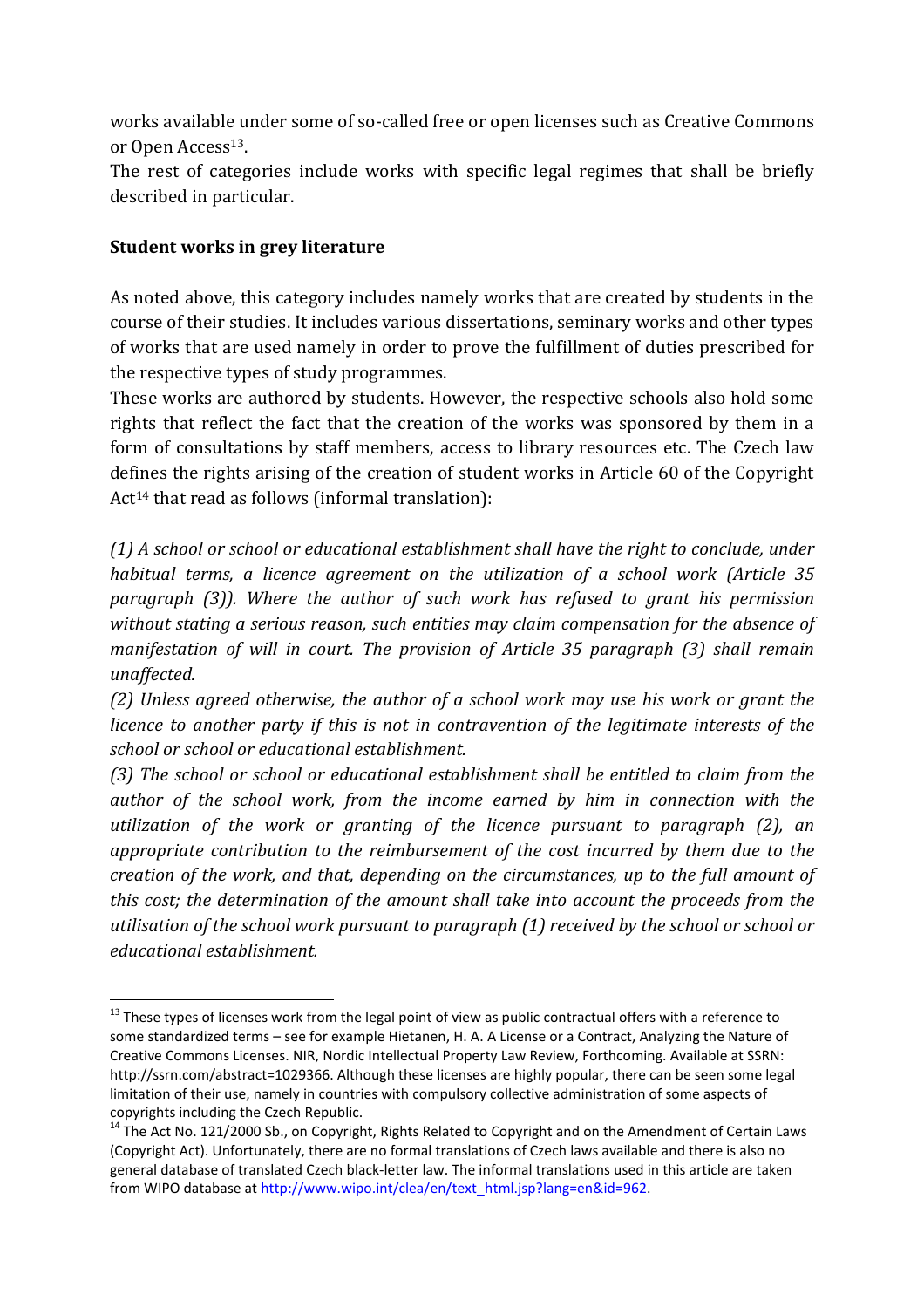works available under some of so-called free or open licenses such as Creative Commons or Open Access[13].

The rest of categories include works with specific legal regimes that shall be briefly described in particular.

### Student works in grey literature

As noted above, this category includes namely works that are created by students in the course of their studies. It includes various dissertations, seminary works and other types of works that are used namely in order to prove the fulfillment of duties prescribed for the respective types of study programmes.

These works are authored by students. However, the respective schools also hold some rights that reflect the fact that the creation of the works was sponsored by them in a form of consultations by staff members, access to library resources etc. The Czech law defines the rights arising of the creation of student works in Article 60 of the Copyright Act[14] that read as follows (informal translation):

*(1) A school or school or educational establishment shall have the right to conclude, under habitual terms, a licence agreement on the utilization of a school work (Article 35 paragraph (3)). Where the author of such work has refused to grant his permission without stating a serious reason, such entities may claim compensation for the absence of manifestation of will in court. The provision of Article 35 paragraph (3) shall remain unaffected.*

*(2) Unless agreed otherwise, the author of a school work may use his work or grant the licence to another party if this is not in contravention of the legitimate interests of the school or school or educational establishment.*

*(3) The school or school or educational establishment shall be entitled to claim from the author of the school work, from the income earned by him in connection with the utilization of the work or granting of the licence pursuant to paragraph (2), an appropriate contribution to the reimbursement of the cost incurred by them due to the creation of the work, and that, depending on the circumstances, up to the full amount of this cost; the determination of the amount shall take into account the proceeds from the utilisation of the school work pursuant to paragraph (1) received by the school or school or educational establishment.*

---

[13] These types of licenses work from the legal point of view as public contractual offers with a reference to some standardized terms – see for example Hietanen, H. A. A License or a Contract, Analyzing the Nature of Creative Commons Licenses. NIR, Nordic Intellectual Property Law Review, Forthcoming. Available at SSRN: http://ssrn.com/abstract=1029366. Although these licenses are highly popular, there can be seen some legal limitation of their use, namely in countries with compulsory collective administration of some aspects of copyrights including the Czech Republic.

[14] The Act No. 121/2000 Sb., on Copyright, Rights Related to Copyright and on the Amendment of Certain Laws (Copyright Act). Unfortunately, there are no formal translations of Czech laws available and there is also no general database of translated Czech black-letter law. The informal translations used in this article are taken from WIPO database at http://www.wipo.int/clea/en/text_html.jsp?lang=en&id=962.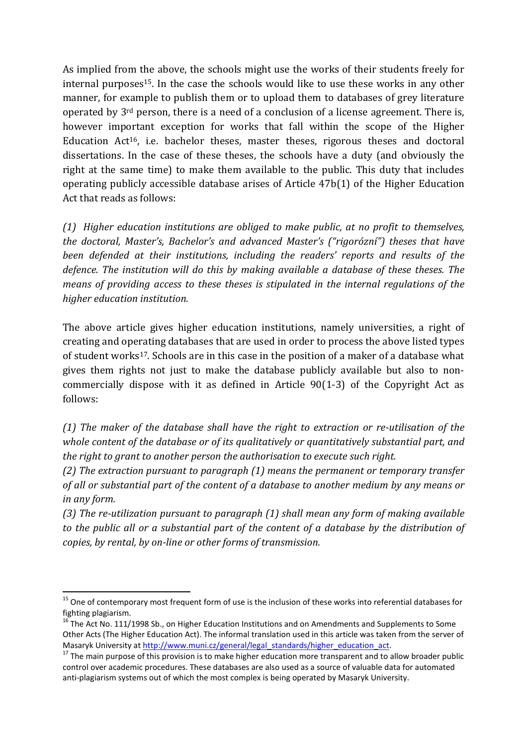As implied from the above, the schools might use the works of their students freely for internal purposes[15]. In the case the schools would like to use these works in any other manner, for example to publish them or to upload them to databases of grey literature operated by 3rd person, there is a need of a conclusion of a license agreement. There is, however important exception for works that fall within the scope of the Higher Education Act[16], i.e. bachelor theses, master theses, rigorous theses and doctoral dissertations. In the case of these theses, the schools have a duty (and obviously the right at the same time) to make them available to the public. This duty that includes operating publicly accessible database arises of Article 47b(1) of the Higher Education Act that reads as follows:

*(1) Higher education institutions are obliged to make public, at no profit to themselves, the doctoral, Master's, Bachelor's and advanced Master's ("rigorózní") theses that have been defended at their institutions, including the readers' reports and results of the defence. The institution will do this by making available a database of these theses. The means of providing access to these theses is stipulated in the internal regulations of the higher education institution.*

The above article gives higher education institutions, namely universities, a right of creating and operating databases that are used in order to process the above listed types of student works[17]. Schools are in this case in the position of a maker of a database what gives them rights not just to make the database publicly available but also to non-commercially dispose with it as defined in Article 90(1-3) of the Copyright Act as follows:

*(1) The maker of the database shall have the right to extraction or re-utilisation of the whole content of the database or of its qualitatively or quantitatively substantial part, and the right to grant to another person the authorisation to execute such right.*

*(2) The extraction pursuant to paragraph (1) means the permanent or temporary transfer of all or substantial part of the content of a database to another medium by any means or in any form.*

*(3) The re-utilization pursuant to paragraph (1) shall mean any form of making available to the public all or a substantial part of the content of a database by the distribution of copies, by rental, by on-line or other forms of transmission.*

---

[15] One of contemporary most frequent form of use is the inclusion of these works into referential databases for fighting plagiarism.

[16] The Act No. 111/1998 Sb., on Higher Education Institutions and on Amendments and Supplements to Some Other Acts (The Higher Education Act). The informal translation used in this article was taken from the server of Masaryk University at http://www.muni.cz/general/legal_standards/higher_education_act.

[17] The main purpose of this provision is to make higher education more transparent and to allow broader public control over academic procedures. These databases are also used as a source of valuable data for automated anti-plagiarism systems out of which the most complex is being operated by Masaryk University.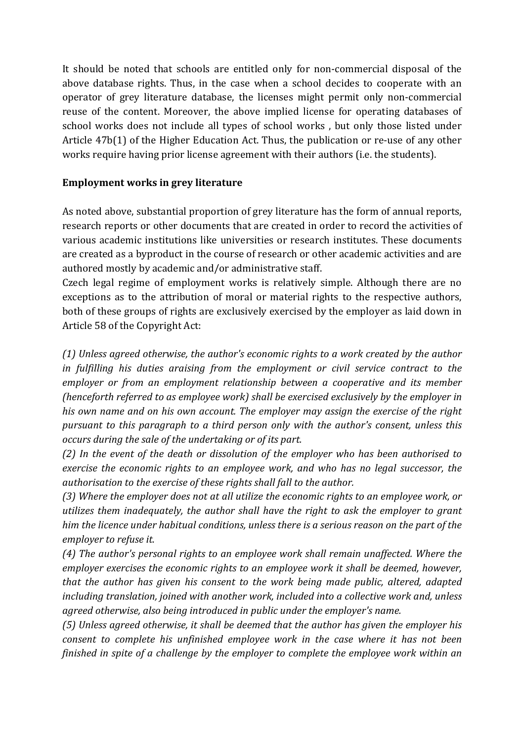It should be noted that schools are entitled only for non-commercial disposal of the above database rights. Thus, in the case when a school decides to cooperate with an operator of grey literature database, the licenses might permit only non-commercial reuse of the content. Moreover, the above implied license for operating databases of school works does not include all types of school works , but only those listed under Article 47b(1) of the Higher Education Act. Thus, the publication or re-use of any other works require having prior license agreement with their authors (i.e. the students).

**Employment works in grey literature**

As noted above, substantial proportion of grey literature has the form of annual reports, research reports or other documents that are created in order to record the activities of various academic institutions like universities or research institutes. These documents are created as a byproduct in the course of research or other academic activities and are authored mostly by academic and/or administrative staff.

Czech legal regime of employment works is relatively simple. Although there are no exceptions as to the attribution of moral or material rights to the respective authors, both of these groups of rights are exclusively exercised by the employer as laid down in Article 58 of the Copyright Act:

*(1) Unless agreed otherwise, the author's economic rights to a work created by the author in fulfilling his duties araising from the employment or civil service contract to the employer or from an employment relationship between a cooperative and its member (henceforth referred to as employee work) shall be exercised exclusively by the employer in his own name and on his own account. The employer may assign the exercise of the right pursuant to this paragraph to a third person only with the author's consent, unless this occurs during the sale of the undertaking or of its part.*

*(2) In the event of the death or dissolution of the employer who has been authorised to exercise the economic rights to an employee work, and who has no legal successor, the authorisation to the exercise of these rights shall fall to the author.*

*(3) Where the employer does not at all utilize the economic rights to an employee work, or utilizes them inadequately, the author shall have the right to ask the employer to grant him the licence under habitual conditions, unless there is a serious reason on the part of the employer to refuse it.*

*(4) The author's personal rights to an employee work shall remain unaffected. Where the employer exercises the economic rights to an employee work it shall be deemed, however, that the author has given his consent to the work being made public, altered, adapted including translation, joined with another work, included into a collective work and, unless agreed otherwise, also being introduced in public under the employer's name.*

*(5) Unless agreed otherwise, it shall be deemed that the author has given the employer his consent to complete his unfinished employee work in the case where it has not been finished in spite of a challenge by the employer to complete the employee work within an*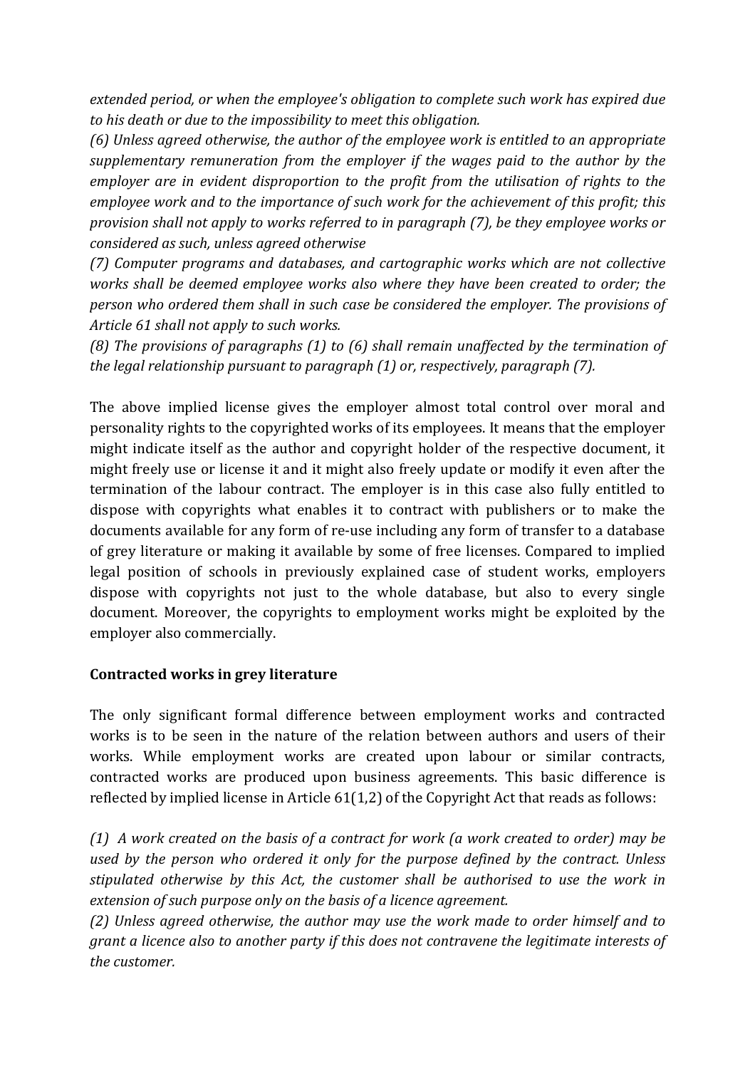*extended period, or when the employee's obligation to complete such work has expired due to his death or due to the impossibility to meet this obligation.*

*(6) Unless agreed otherwise, the author of the employee work is entitled to an appropriate supplementary remuneration from the employer if the wages paid to the author by the employer are in evident disproportion to the profit from the utilisation of rights to the employee work and to the importance of such work for the achievement of this profit; this provision shall not apply to works referred to in paragraph (7), be they employee works or considered as such, unless agreed otherwise*

*(7) Computer programs and databases, and cartographic works which are not collective works shall be deemed employee works also where they have been created to order; the person who ordered them shall in such case be considered the employer. The provisions of Article 61 shall not apply to such works.*

*(8) The provisions of paragraphs (1) to (6) shall remain unaffected by the termination of the legal relationship pursuant to paragraph (1) or, respectively, paragraph (7).*

The above implied license gives the employer almost total control over moral and personality rights to the copyrighted works of its employees. It means that the employer might indicate itself as the author and copyright holder of the respective document, it might freely use or license it and it might also freely update or modify it even after the termination of the labour contract. The employer is in this case also fully entitled to dispose with copyrights what enables it to contract with publishers or to make the documents available for any form of re-use including any form of transfer to a database of grey literature or making it available by some of free licenses. Compared to implied legal position of schools in previously explained case of student works, employers dispose with copyrights not just to the whole database, but also to every single document. Moreover, the copyrights to employment works might be exploited by the employer also commercially.

**Contracted works in grey literature**

The only significant formal difference between employment works and contracted works is to be seen in the nature of the relation between authors and users of their works. While employment works are created upon labour or similar contracts, contracted works are produced upon business agreements. This basic difference is reflected by implied license in Article 61(1,2) of the Copyright Act that reads as follows:

*(1) A work created on the basis of a contract for work (a work created to order) may be used by the person who ordered it only for the purpose defined by the contract. Unless stipulated otherwise by this Act, the customer shall be authorised to use the work in extension of such purpose only on the basis of a licence agreement.*

*(2) Unless agreed otherwise, the author may use the work made to order himself and to grant a licence also to another party if this does not contravene the legitimate interests of the customer.*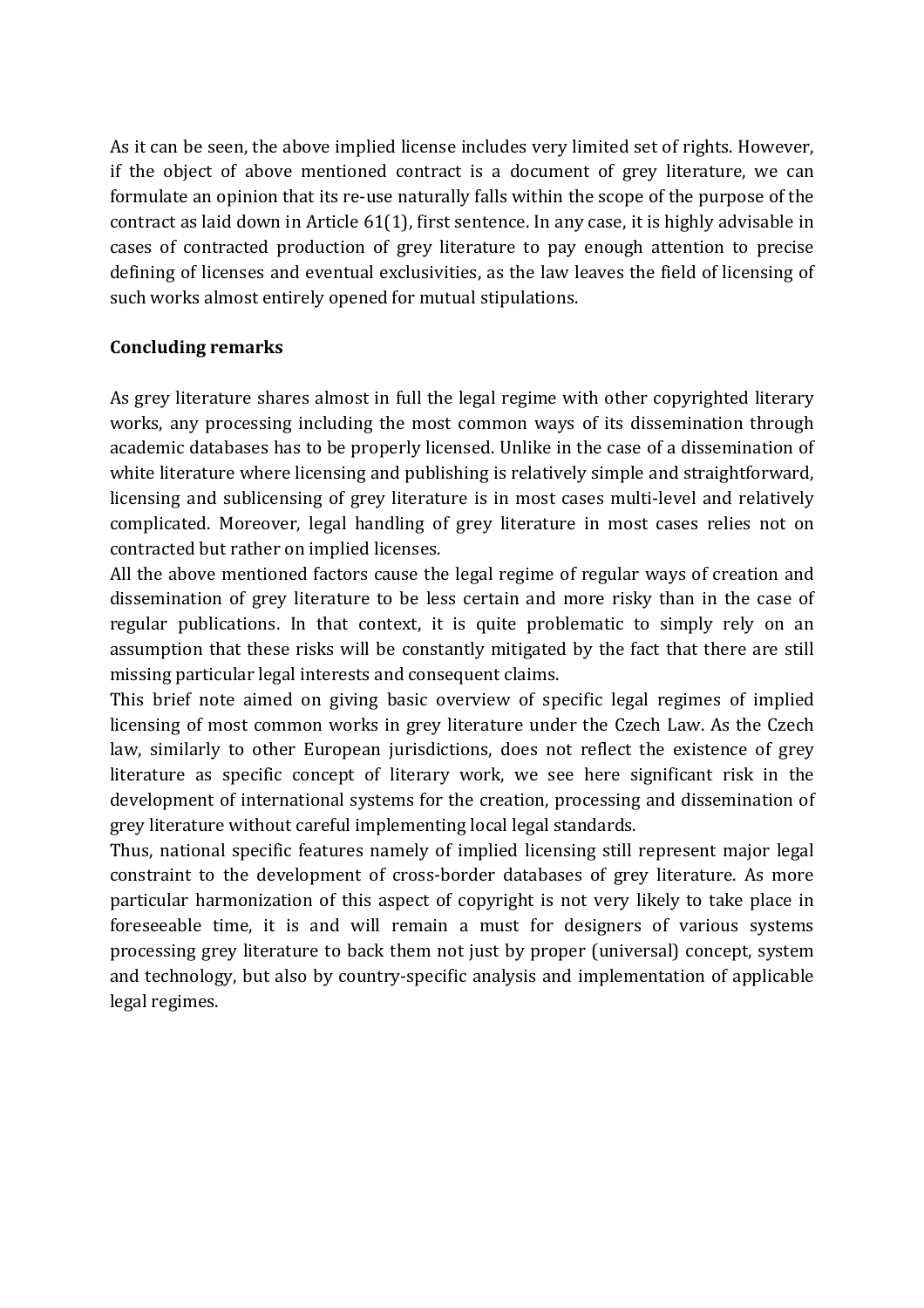As it can be seen, the above implied license includes very limited set of rights. However, if the object of above mentioned contract is a document of grey literature, we can formulate an opinion that its re-use naturally falls within the scope of the purpose of the contract as laid down in Article 61(1), first sentence. In any case, it is highly advisable in cases of contracted production of grey literature to pay enough attention to precise defining of licenses and eventual exclusivities, as the law leaves the field of licensing of such works almost entirely opened for mutual stipulations.

**Concluding remarks**

As grey literature shares almost in full the legal regime with other copyrighted literary works, any processing including the most common ways of its dissemination through academic databases has to be properly licensed. Unlike in the case of a dissemination of white literature where licensing and publishing is relatively simple and straightforward, licensing and sublicensing of grey literature is in most cases multi-level and relatively complicated. Moreover, legal handling of grey literature in most cases relies not on contracted but rather on implied licenses.

All the above mentioned factors cause the legal regime of regular ways of creation and dissemination of grey literature to be less certain and more risky than in the case of regular publications. In that context, it is quite problematic to simply rely on an assumption that these risks will be constantly mitigated by the fact that there are still missing particular legal interests and consequent claims.

This brief note aimed on giving basic overview of specific legal regimes of implied licensing of most common works in grey literature under the Czech Law. As the Czech law, similarly to other European jurisdictions, does not reflect the existence of grey literature as specific concept of literary work, we see here significant risk in the development of international systems for the creation, processing and dissemination of grey literature without careful implementing local legal standards.

Thus, national specific features namely of implied licensing still represent major legal constraint to the development of cross-border databases of grey literature. As more particular harmonization of this aspect of copyright is not very likely to take place in foreseeable time, it is and will remain a must for designers of various systems processing grey literature to back them not just by proper (universal) concept, system and technology, but also by country-specific analysis and implementation of applicable legal regimes.